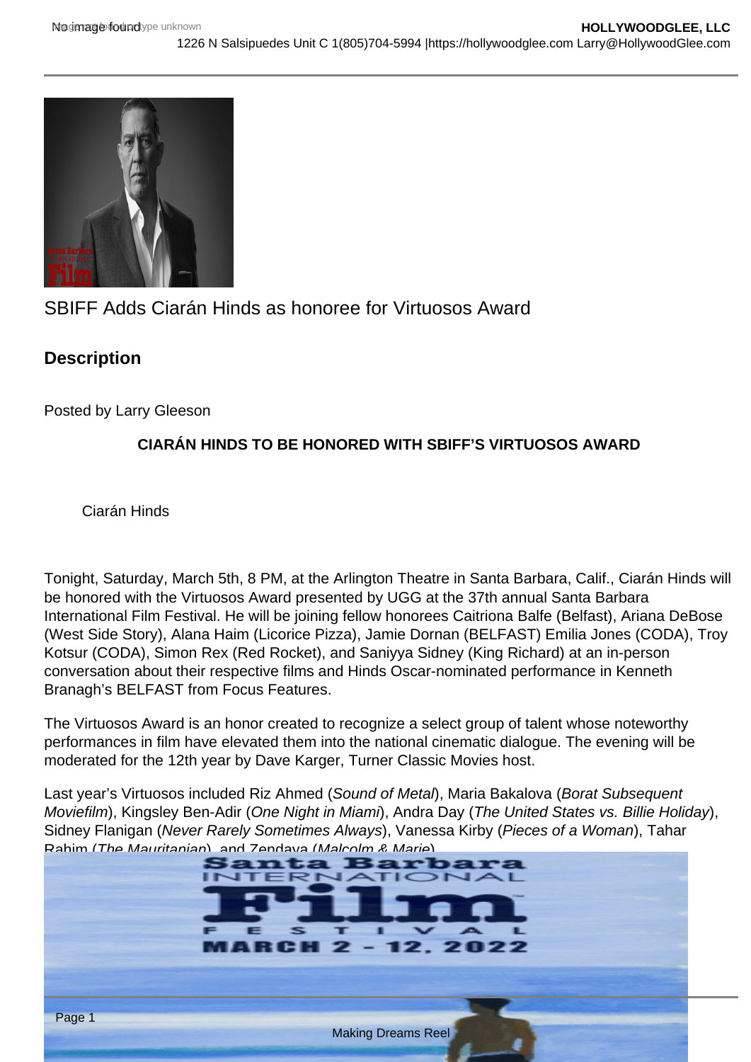SBIFF Adds Ciarán Hinds as honoree for Virtuosos Award

## Description

Posted by Larry Gleeson

**CIARÁN HINDS TO BE HONORED WITH SBIFF'S VIRTUOSOS AWARD**

Ciarán Hinds

Tonight, Saturday, March 5th, 8 PM, at the Arlington Theatre in Santa Barbara, Calif., Ciarán Hinds will be honored with the Virtuosos Award presented by UGG at the 37th annual Santa Barbara International Film Festival. He will be joining fellow honorees Caitriona Balfe (Belfast), Ariana DeBose (West Side Story), Alana Haim (Licorice Pizza), Jamie Dornan (BELFAST) Emilia Jones (CODA), Troy Kotsur (CODA), Simon Rex (Red Rocket), and Saniyya Sidney (King Richard) at an in-person conversation about their respective films and Hinds Oscar-nominated performance in Kenneth Branagh's BELFAST from Focus Features.

The Virtuosos Award is an honor created to recognize a select group of talent whose noteworthy performances in film have elevated them into the national cinematic dialogue. The evening will be moderated for the 12th year by Dave Karger, Turner Classic Movies host.

Last year's Virtuosos included Riz Ahmed (*Sound of Metal*), Maria Bakalova (*Borat Subsequent Moviefilm*), Kingsley Ben-Adir (*One Night in Miami*), Andra Day (*The United States vs. Billie Holiday*), Sidney Flanigan (*Never Rarely Sometimes Always*), Vanessa Kirby (*Pieces of a Woman*), Tahar Rahim (*The Mauritanian*), and Zendaya (*Malcolm & Marie*).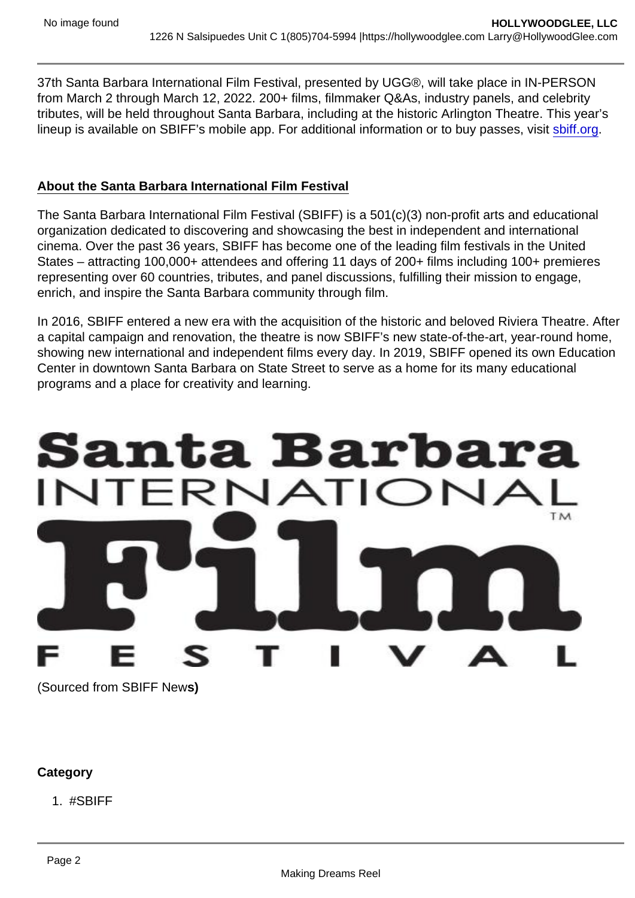37th Santa Barbara International Film Festival, presented by UGG®, will take place in IN-PERSON from March 2 through March 12, 2022. 200+ films, filmmaker Q&As, industry panels, and celebrity tributes, will be held throughout Santa Barbara, including at the historic Arlington Theatre. This year's lineup is available on SBIFF's mobile app. For additional information or to buy passes, visit [sbiff.org](https://sbiff.org).

**About the Santa Barbara International Film Festival**

The Santa Barbara International Film Festival (SBIFF) is a 501(c)(3) non-profit arts and educational organization dedicated to discovering and showcasing the best in independent and international cinema. Over the past 36 years, SBIFF has become one of the leading film festivals in the United States – attracting 100,000+ attendees and offering 11 days of 200+ films including 100+ premieres representing over 60 countries, tributes, and panel discussions, fulfilling their mission to engage, enrich, and inspire the Santa Barbara community through film.

In 2016, SBIFF entered a new era with the acquisition of the historic and beloved Riviera Theatre. After a capital campaign and renovation, the theatre is now SBIFF's new state-of-the-art, year-round home, showing new international and independent films every day. In 2019, SBIFF opened its own Education Center in downtown Santa Barbara on State Street to serve as a home for its many educational programs and a place for creativity and learning.

Santa Barbara INTERNATIONAL Film FESTIVAL

(Sourced from SBIFF News)

**Category**

1. #SBIFF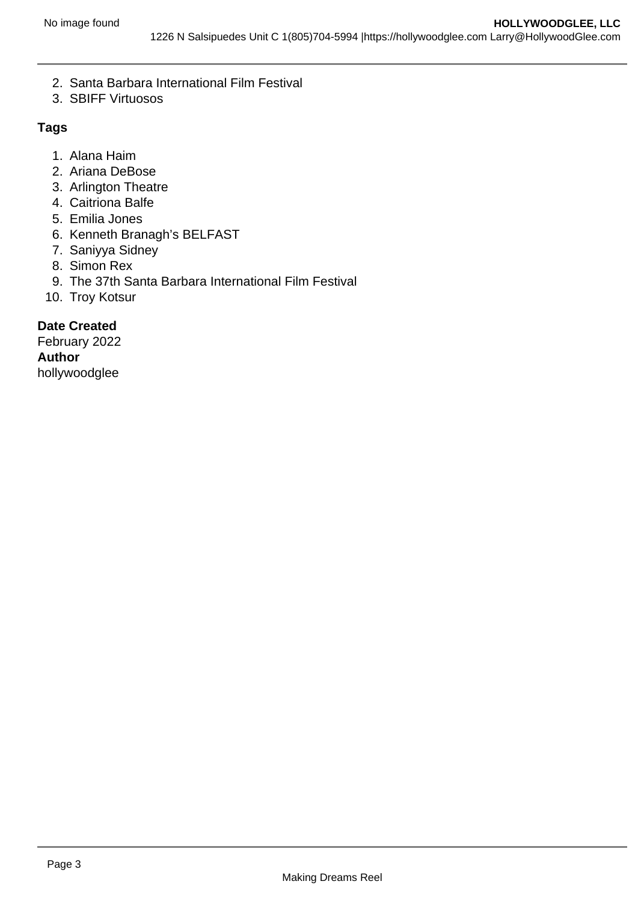2. Santa Barbara International Film Festival
3. SBIFF Virtuosos

**Tags**

1. Alana Haim
2. Ariana DeBose
3. Arlington Theatre
4. Caitriona Balfe
5. Emilia Jones
6. Kenneth Branagh's BELFAST
7. Saniyya Sidney
8. Simon Rex
9. The 37th Santa Barbara International Film Festival
10. Troy Kotsur

**Date Created**
February 2022
**Author**
hollywoodglee